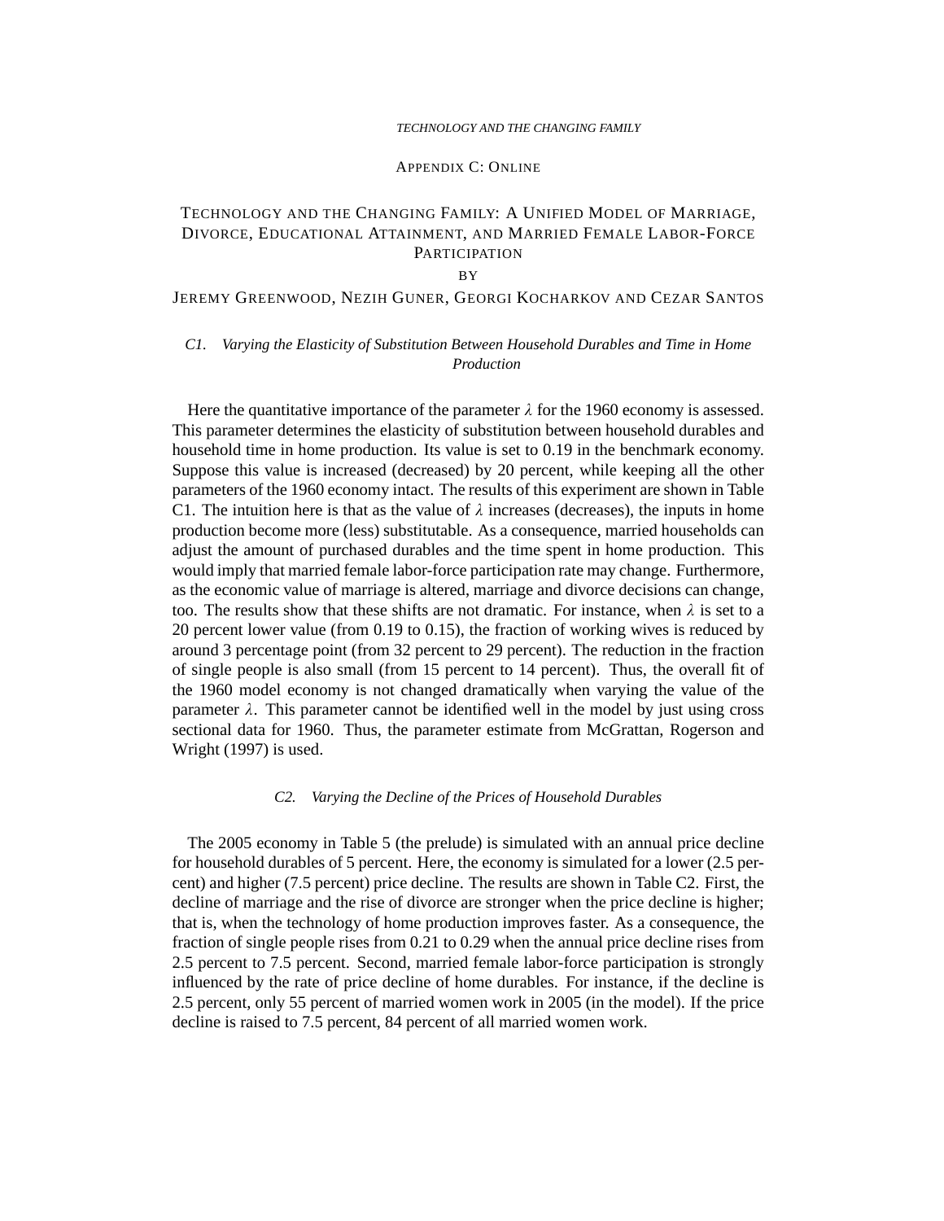## APPENDIX C: ONLINE

# TECHNOLOGY AND THE CHANGING FAMILY: A UNIFIED MODEL OF MARRIAGE, DIVORCE, EDUCATIONAL ATTAINMENT, AND MARRIED FEMALE LABOR-FORCE PARTICIPATION

BY

JEREMY GREENWOOD, NEZIH GUNER, GEORGI KOCHARKOV AND CEZAR SANTOS

### *C1. Varying the Elasticity of Substitution Between Household Durables and Time in Home Production*

Here the quantitative importance of the parameter $\lambda$ for the 1960 economy is assessed. This parameter determines the elasticity of substitution between household durables and household time in home production. Its value is set to 0.19 in the benchmark economy. Suppose this value is increased (decreased) by 20 percent, while keeping all the other parameters of the 1960 economy intact. The results of this experiment are shown in Table C1. The intuition here is that as the value of $\lambda$ increases (decreases), the inputs in home production become more (less) substitutable. As a consequence, married households can adjust the amount of purchased durables and the time spent in home production. This would imply that married female labor-force participation rate may change. Furthermore, as the economic value of marriage is altered, marriage and divorce decisions can change, too. The results show that these shifts are not dramatic. For instance, when $\lambda$ is set to a 20 percent lower value (from 0.19 to 0.15), the fraction of working wives is reduced by around 3 percentage point (from 32 percent to 29 percent). The reduction in the fraction of single people is also small (from 15 percent to 14 percent). Thus, the overall fit of the 1960 model economy is not changed dramatically when varying the value of the parameter $\lambda$. This parameter cannot be identified well in the model by just using cross sectional data for 1960. Thus, the parameter estimate from McGrattan, Rogerson and Wright (1997) is used.

### *C2. Varying the Decline of the Prices of Household Durables*

The 2005 economy in Table 5 (the prelude) is simulated with an annual price decline for household durables of 5 percent. Here, the economy is simulated for a lower (2.5 percent) and higher (7.5 percent) price decline. The results are shown in Table C2. First, the decline of marriage and the rise of divorce are stronger when the price decline is higher; that is, when the technology of home production improves faster. As a consequence, the fraction of single people rises from 0.21 to 0.29 when the annual price decline rises from 2.5 percent to 7.5 percent. Second, married female labor-force participation is strongly influenced by the rate of price decline of home durables. For instance, if the decline is 2.5 percent, only 55 percent of married women work in 2005 (in the model). If the price decline is raised to 7.5 percent, 84 percent of all married women work.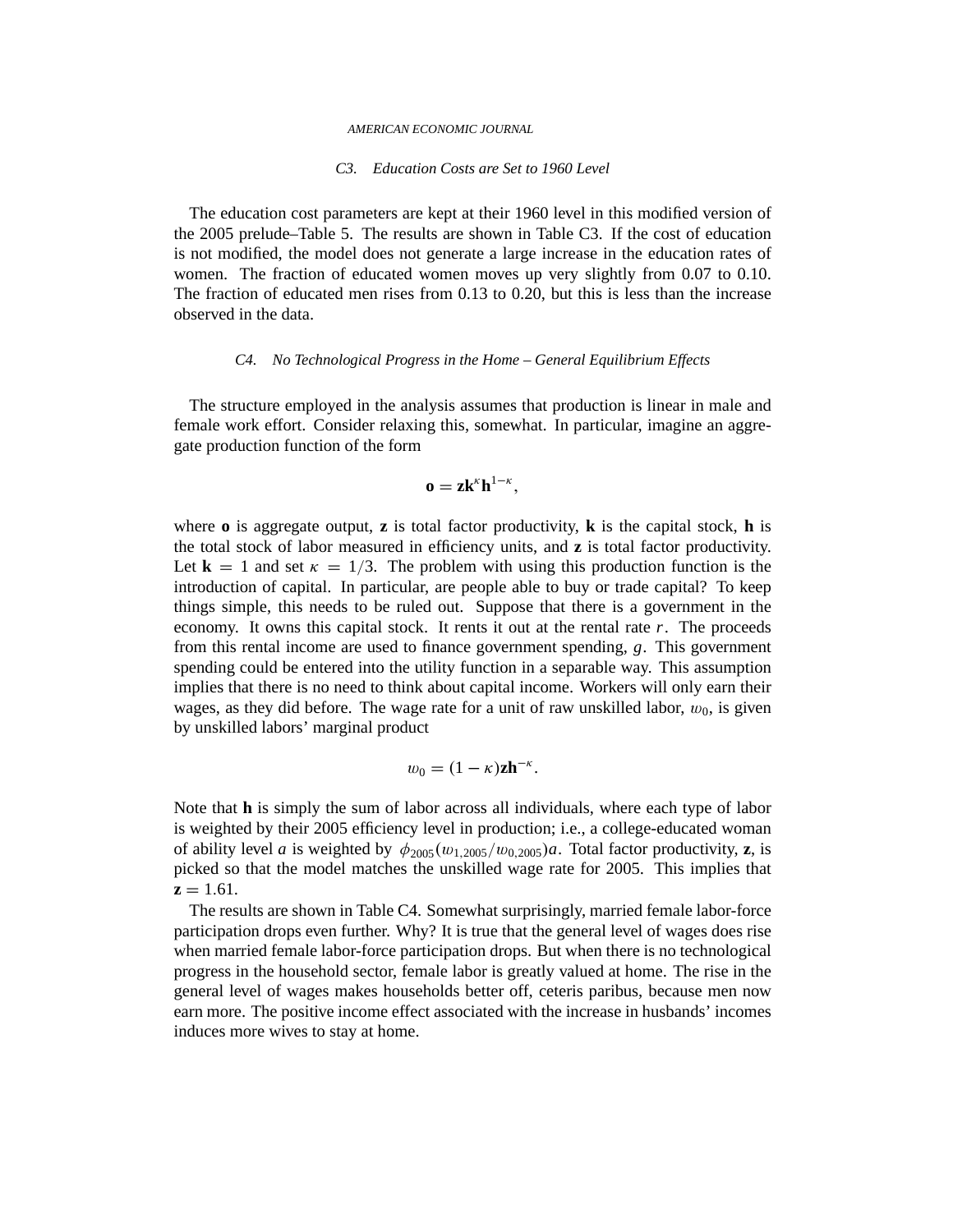### *C3. Education Costs are Set to 1960 Level*

The education cost parameters are kept at their 1960 level in this modified version of the 2005 prelude–Table 5. The results are shown in Table C3. If the cost of education is not modified, the model does not generate a large increase in the education rates of women. The fraction of educated women moves up very slightly from 0.07 to 0.10. The fraction of educated men rises from 0.13 to 0.20, but this is less than the increase observed in the data.

### *C4. No Technological Progress in the Home – General Equilibrium Effects*

The structure employed in the analysis assumes that production is linear in male and female work effort. Consider relaxing this, somewhat. In particular, imagine an aggregate production function of the form

$$\mathbf{o} = \mathbf{z}\mathbf{k}^{\kappa}\mathbf{h}^{1-\kappa},$$

where $\mathbf{o}$ is aggregate output, $\mathbf{z}$ is total factor productivity, $\mathbf{k}$ is the capital stock, $\mathbf{h}$ is the total stock of labor measured in efficiency units, and $\mathbf{z}$ is total factor productivity. Let $\mathbf{k} = 1$ and set $\kappa = 1/3$. The problem with using this production function is the introduction of capital. In particular, are people able to buy or trade capital? To keep things simple, this needs to be ruled out. Suppose that there is a government in the economy. It owns this capital stock. It rents it out at the rental rate $r$. The proceeds from this rental income are used to finance government spending, $g$. This government spending could be entered into the utility function in a separable way. This assumption implies that there is no need to think about capital income. Workers will only earn their wages, as they did before. The wage rate for a unit of raw unskilled labor, $w_0$, is given by unskilled labors' marginal product

$$w_0 = (1-\kappa)\mathbf{z}\mathbf{h}^{-\kappa}.$$

Note that $\mathbf{h}$ is simply the sum of labor across all individuals, where each type of labor is weighted by their 2005 efficiency level in production; i.e., a college-educated woman of ability level $a$ is weighted by $\phi_{2005}(w_{1,2005}/w_{0,2005})a$. Total factor productivity, $\mathbf{z}$, is picked so that the model matches the unskilled wage rate for 2005. This implies that $\mathbf{z} = 1.61$.

The results are shown in Table C4. Somewhat surprisingly, married female labor-force participation drops even further. Why? It is true that the general level of wages does rise when married female labor-force participation drops. But when there is no technological progress in the household sector, female labor is greatly valued at home. The rise in the general level of wages makes households better off, ceteris paribus, because men now earn more. The positive income effect associated with the increase in husbands' incomes induces more wives to stay at home.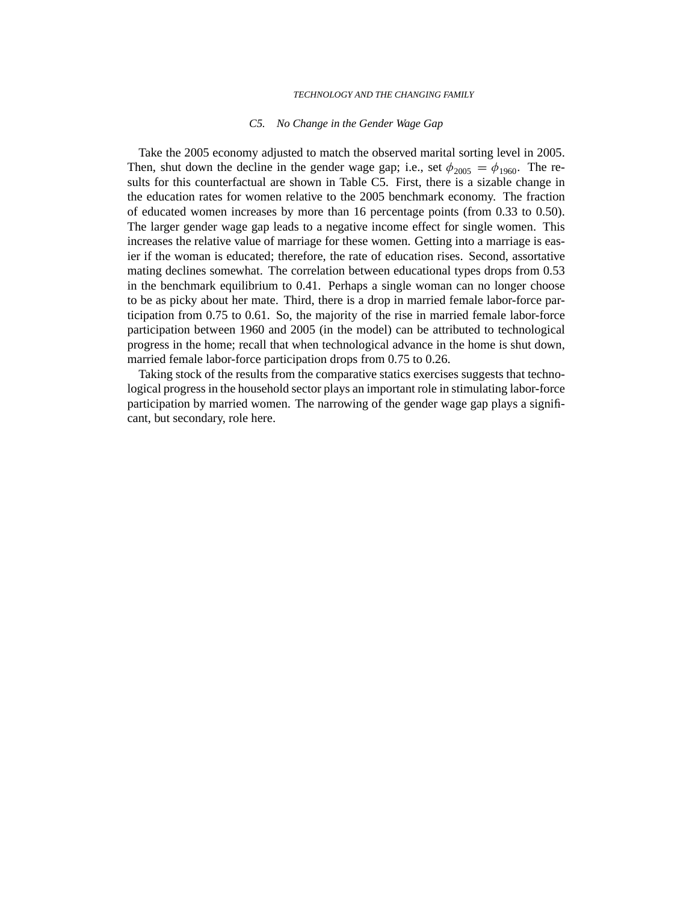### *C5. No Change in the Gender Wage Gap*

Take the 2005 economy adjusted to match the observed marital sorting level in 2005. Then, shut down the decline in the gender wage gap; i.e., set $\phi_{2005} = \phi_{1960}$. The results for this counterfactual are shown in Table C5. First, there is a sizable change in the education rates for women relative to the 2005 benchmark economy. The fraction of educated women increases by more than 16 percentage points (from 0.33 to 0.50). The larger gender wage gap leads to a negative income effect for single women. This increases the relative value of marriage for these women. Getting into a marriage is easier if the woman is educated; therefore, the rate of education rises. Second, assortative mating declines somewhat. The correlation between educational types drops from 0.53 in the benchmark equilibrium to 0.41. Perhaps a single woman can no longer choose to be as picky about her mate. Third, there is a drop in married female labor-force participation from 0.75 to 0.61. So, the majority of the rise in married female labor-force participation between 1960 and 2005 (in the model) can be attributed to technological progress in the home; recall that when technological advance in the home is shut down, married female labor-force participation drops from 0.75 to 0.26.

Taking stock of the results from the comparative statics exercises suggests that technological progress in the household sector plays an important role in stimulating labor-force participation by married women. The narrowing of the gender wage gap plays a significant, but secondary, role here.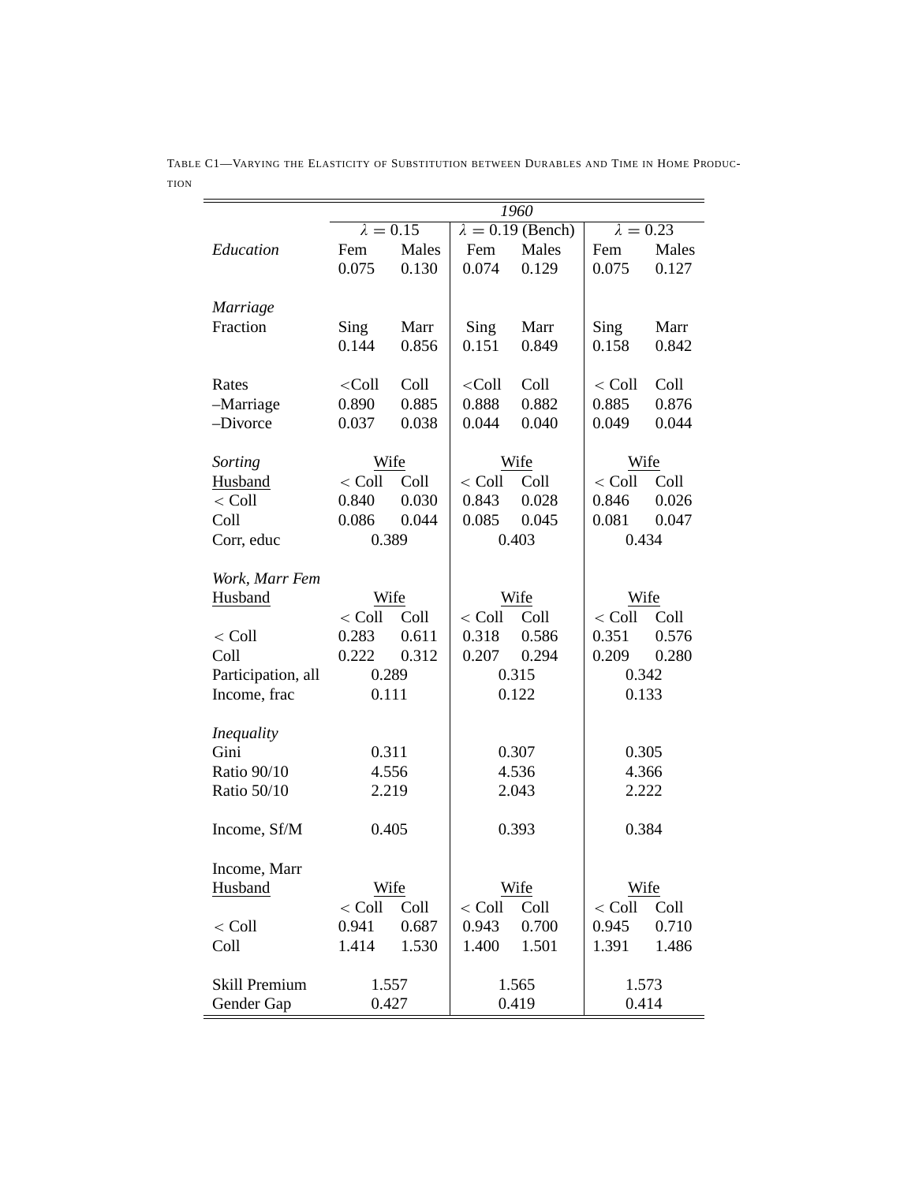TABLE C1—VARYING THE ELASTICITY OF SUBSTITUTION BETWEEN DURABLES AND TIME IN HOME PRODUCTION

| | *1960* | | | | | |
|---|---|---|---|---|---|---|
| | $\lambda = 0.15$ | | $\lambda = 0.19$ (Bench) | | $\lambda = 0.23$ | |
| *Education* | Fem | Males | Fem | Males | Fem | Males |
| | 0.075 | 0.130 | 0.074 | 0.129 | 0.075 | 0.127 |
| *Marriage* | | | | | | |
| Fraction | Sing | Marr | Sing | Marr | Sing | Marr |
| | 0.144 | 0.856 | 0.151 | 0.849 | 0.158 | 0.842 |
| Rates | <Coll | Coll | <Coll | Coll | < Coll | Coll |
| –Marriage | 0.890 | 0.885 | 0.888 | 0.882 | 0.885 | 0.876 |
| –Divorce | 0.037 | 0.038 | 0.044 | 0.040 | 0.049 | 0.044 |
| *Sorting* | Wife | | Wife | | Wife | |
| Husband | < Coll | Coll | < Coll | Coll | < Coll | Coll |
| < Coll | 0.840 | 0.030 | 0.843 | 0.028 | 0.846 | 0.026 |
| Coll | 0.086 | 0.044 | 0.085 | 0.045 | 0.081 | 0.047 |
| Corr, educ | 0.389 | | 0.403 | | 0.434 | |
| *Work, Marr Fem* | | | | | | |
| Husband | Wife | | Wife | | Wife | |
| | < Coll | Coll | < Coll | Coll | < Coll | Coll |
| < Coll | 0.283 | 0.611 | 0.318 | 0.586 | 0.351 | 0.576 |
| Coll | 0.222 | 0.312 | 0.207 | 0.294 | 0.209 | 0.280 |
| Participation, all | 0.289 | | 0.315 | | 0.342 | |
| Income, frac | 0.111 | | 0.122 | | 0.133 | |
| *Inequality* | | | | | | |
| Gini | 0.311 | | 0.307 | | 0.305 | |
| Ratio 90/10 | 4.556 | | 4.536 | | 4.366 | |
| Ratio 50/10 | 2.219 | | 2.043 | | 2.222 | |
| Income, Sf/M | 0.405 | | 0.393 | | 0.384 | |
| Income, Marr | | | | | | |
| Husband | Wife | | Wife | | Wife | |
| | < Coll | Coll | < Coll | Coll | < Coll | Coll |
| < Coll | 0.941 | 0.687 | 0.943 | 0.700 | 0.945 | 0.710 |
| Coll | 1.414 | 1.530 | 1.400 | 1.501 | 1.391 | 1.486 |
| Skill Premium | 1.557 | | 1.565 | | 1.573 | |
| Gender Gap | 0.427 | | 0.419 | | 0.414 | |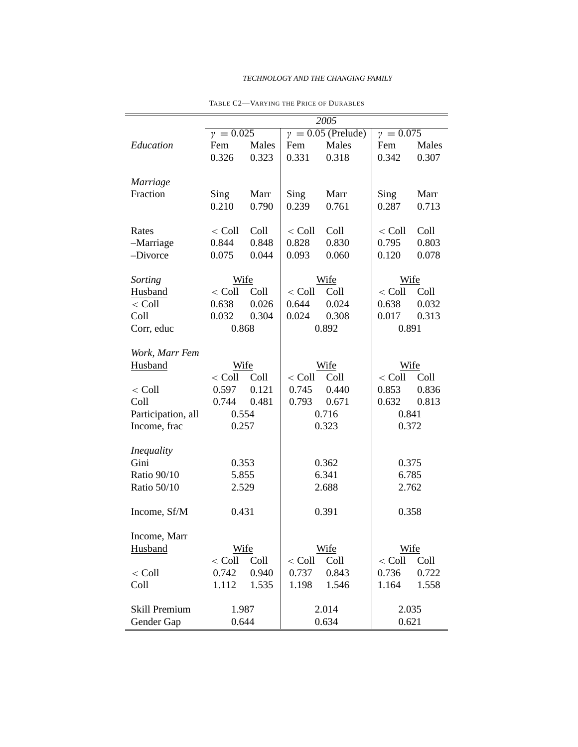TABLE C2—VARYING THE PRICE OF DURABLES

| | 2005 | | | | | |
|---|---|---|---|---|---|---|
| | $\gamma = 0.025$ | | $\gamma = 0.05$ (Prelude) | | $\gamma = 0.075$ | |
| *Education* | Fem | Males | Fem | Males | Fem | Males |
| | 0.326 | 0.323 | 0.331 | 0.318 | 0.342 | 0.307 |
| *Marriage* | | | | | | |
| Fraction | Sing | Marr | Sing | Marr | Sing | Marr |
| | 0.210 | 0.790 | 0.239 | 0.761 | 0.287 | 0.713 |
| Rates | < Coll | Coll | < Coll | Coll | < Coll | Coll |
| –Marriage | 0.844 | 0.848 | 0.828 | 0.830 | 0.795 | 0.803 |
| –Divorce | 0.075 | 0.044 | 0.093 | 0.060 | 0.120 | 0.078 |
| *Sorting* | Wife | | Wife | | Wife | |
| Husband | < Coll | Coll | < Coll | Coll | < Coll | Coll |
| < Coll | 0.638 | 0.026 | 0.644 | 0.024 | 0.638 | 0.032 |
| Coll | 0.032 | 0.304 | 0.024 | 0.308 | 0.017 | 0.313 |
| Corr, educ | 0.868 | | 0.892 | | 0.891 | |
| *Work, Marr Fem* | | | | | | |
| Husband | Wife | | Wife | | Wife | |
| | < Coll | Coll | < Coll | Coll | < Coll | Coll |
| < Coll | 0.597 | 0.121 | 0.745 | 0.440 | 0.853 | 0.836 |
| Coll | 0.744 | 0.481 | 0.793 | 0.671 | 0.632 | 0.813 |
| Participation, all | 0.554 | | 0.716 | | 0.841 | |
| Income, frac | 0.257 | | 0.323 | | 0.372 | |
| *Inequality* | | | | | | |
| Gini | 0.353 | | 0.362 | | 0.375 | |
| Ratio 90/10 | 5.855 | | 6.341 | | 6.785 | |
| Ratio 50/10 | 2.529 | | 2.688 | | 2.762 | |
| Income, Sf/M | 0.431 | | 0.391 | | 0.358 | |
| Income, Marr | | | | | | |
| Husband | Wife | | Wife | | Wife | |
| | < Coll | Coll | < Coll | Coll | < Coll | Coll |
| < Coll | 0.742 | 0.940 | 0.737 | 0.843 | 0.736 | 0.722 |
| Coll | 1.112 | 1.535 | 1.198 | 1.546 | 1.164 | 1.558 |
| Skill Premium | 1.987 | | 2.014 | | 2.035 | |
| Gender Gap | 0.644 | | 0.634 | | 0.621 | |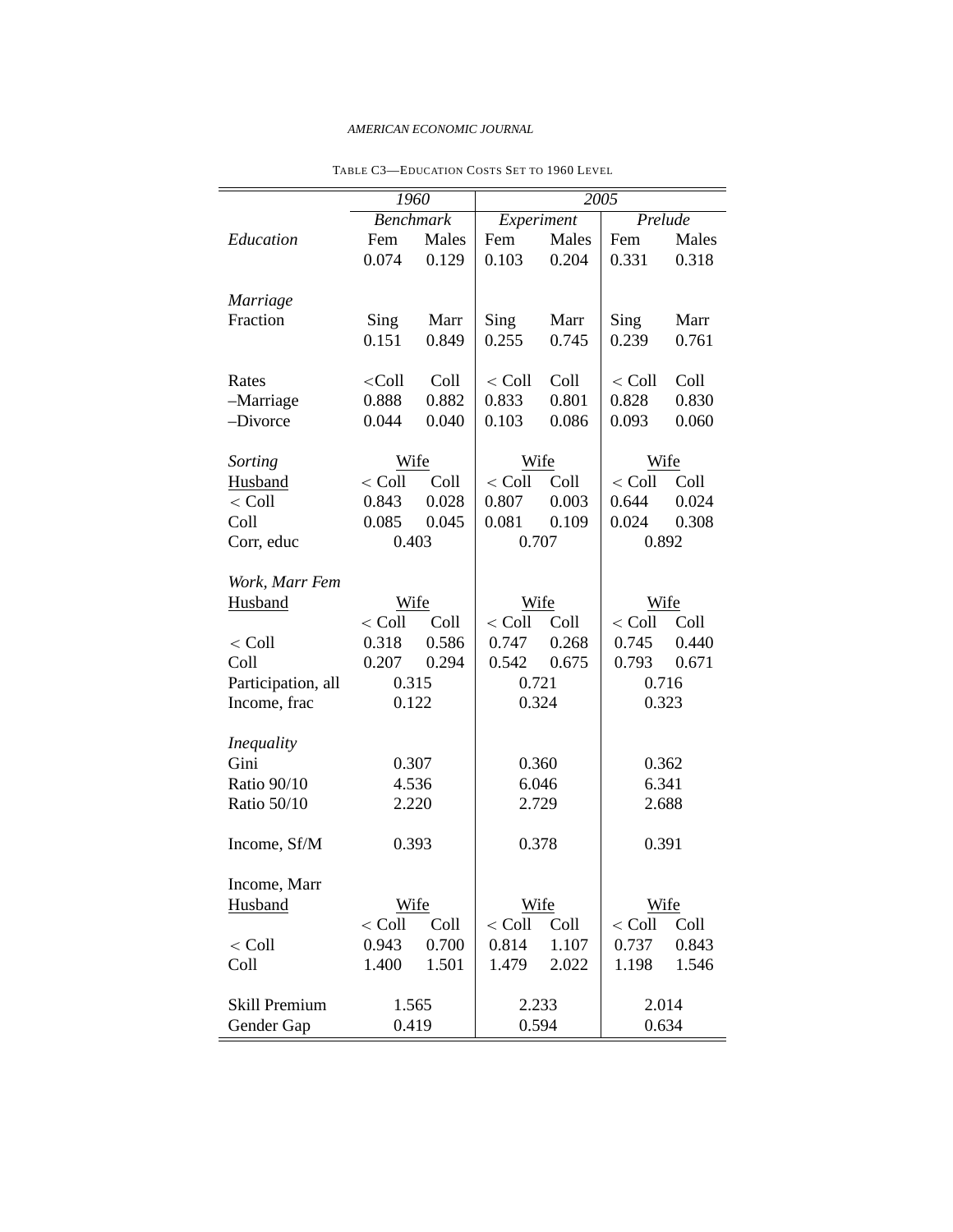TABLE C3—EDUCATION COSTS SET TO 1960 LEVEL

| | *1960* | | *2005* | | | |
|---|---|---|---|---|---|---|
| | *Benchmark* | | *Experiment* | | *Prelude* | |
| *Education* | Fem | Males | Fem | Males | Fem | Males |
| | 0.074 | 0.129 | 0.103 | 0.204 | 0.331 | 0.318 |
| *Marriage* | | | | | | |
| Fraction | Sing | Marr | Sing | Marr | Sing | Marr |
| | 0.151 | 0.849 | 0.255 | 0.745 | 0.239 | 0.761 |
| Rates | <Coll | Coll | < Coll | Coll | < Coll | Coll |
| –Marriage | 0.888 | 0.882 | 0.833 | 0.801 | 0.828 | 0.830 |
| –Divorce | 0.044 | 0.040 | 0.103 | 0.086 | 0.093 | 0.060 |
| *Sorting* | Wife | | Wife | | Wife | |
| Husband | < Coll | Coll | < Coll | Coll | < Coll | Coll |
| < Coll | 0.843 | 0.028 | 0.807 | 0.003 | 0.644 | 0.024 |
| Coll | 0.085 | 0.045 | 0.081 | 0.109 | 0.024 | 0.308 |
| Corr, educ | 0.403 | | 0.707 | | 0.892 | |
| *Work, Marr Fem* | | | | | | |
| Husband | Wife | | Wife | | Wife | |
| | < Coll | Coll | < Coll | Coll | < Coll | Coll |
| < Coll | 0.318 | 0.586 | 0.747 | 0.268 | 0.745 | 0.440 |
| Coll | 0.207 | 0.294 | 0.542 | 0.675 | 0.793 | 0.671 |
| Participation, all | 0.315 | | 0.721 | | 0.716 | |
| Income, frac | 0.122 | | 0.324 | | 0.323 | |
| *Inequality* | | | | | | |
| Gini | 0.307 | | 0.360 | | 0.362 | |
| Ratio 90/10 | 4.536 | | 6.046 | | 6.341 | |
| Ratio 50/10 | 2.220 | | 2.729 | | 2.688 | |
| Income, Sf/M | 0.393 | | 0.378 | | 0.391 | |
| Income, Marr | | | | | | |
| Husband | Wife | | Wife | | Wife | |
| | < Coll | Coll | < Coll | Coll | < Coll | Coll |
| < Coll | 0.943 | 0.700 | 0.814 | 1.107 | 0.737 | 0.843 |
| Coll | 1.400 | 1.501 | 1.479 | 2.022 | 1.198 | 1.546 |
| Skill Premium | 1.565 | | 2.233 | | 2.014 | |
| Gender Gap | 0.419 | | 0.594 | | 0.634 | |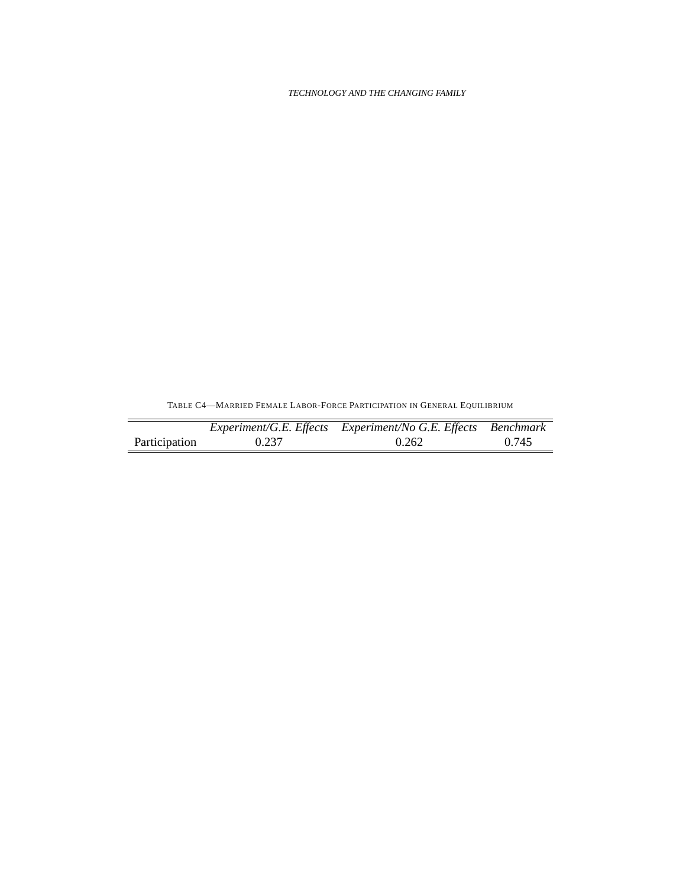Table C4—Married Female Labor-Force Participation in General Equilibrium

| | *Experiment/G.E. Effects* | *Experiment/No G.E. Effects* | *Benchmark* |
|---|---|---|---|
| Participation | 0.237 | 0.262 | 0.745 |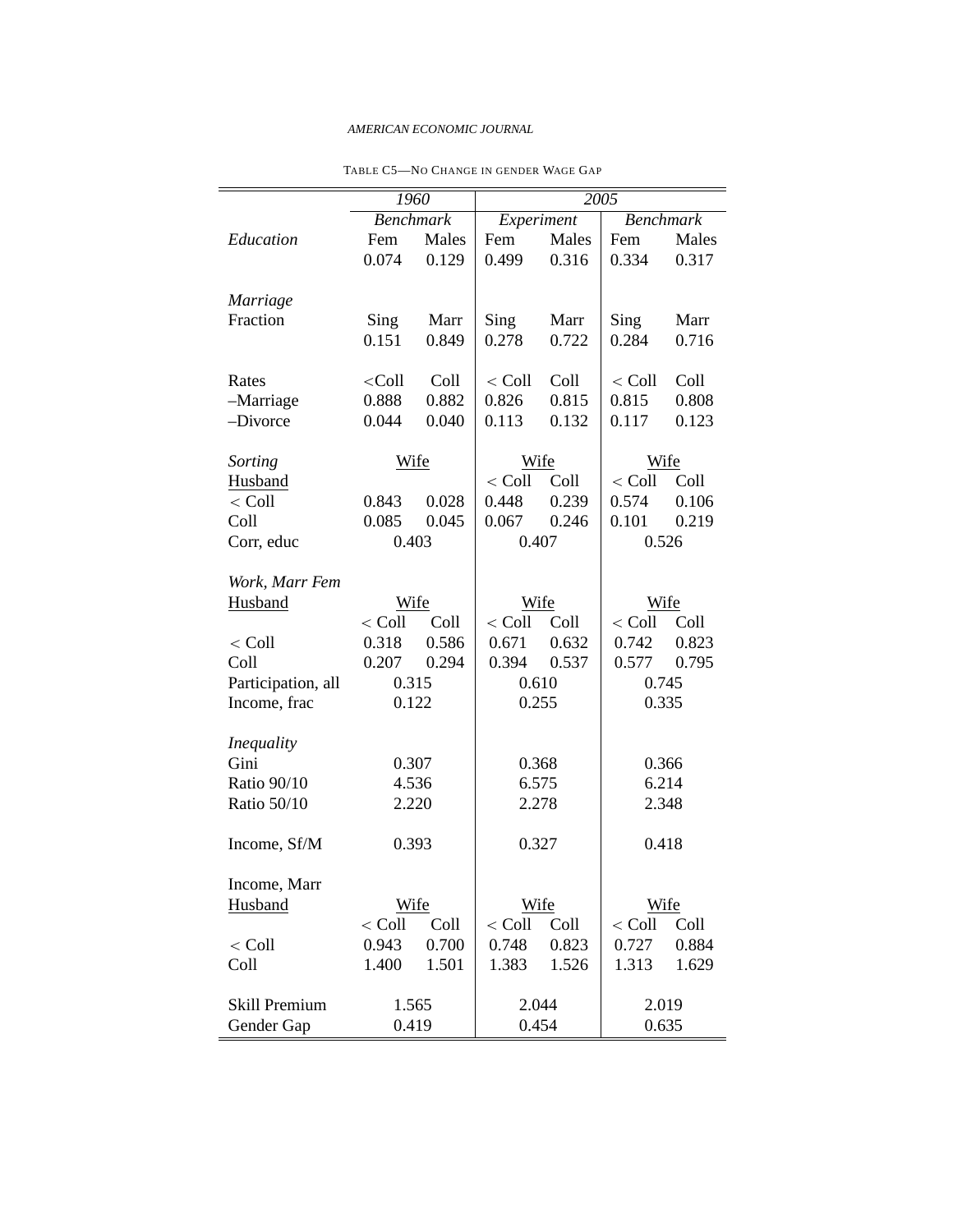TABLE C5—NO CHANGE IN GENDER WAGE GAP

| | 1960 | | 2005 | | | |
|---|---|---|---|---|---|---|
| | Benchmark | | Experiment | | Benchmark | |
| *Education* | Fem | Males | Fem | Males | Fem | Males |
| | 0.074 | 0.129 | 0.499 | 0.316 | 0.334 | 0.317 |
| *Marriage* | | | | | | |
| Fraction | Sing | Marr | Sing | Marr | Sing | Marr |
| | 0.151 | 0.849 | 0.278 | 0.722 | 0.284 | 0.716 |
| Rates | <Coll | Coll | < Coll | Coll | < Coll | Coll |
| –Marriage | 0.888 | 0.882 | 0.826 | 0.815 | 0.815 | 0.808 |
| –Divorce | 0.044 | 0.040 | 0.113 | 0.132 | 0.117 | 0.123 |
| *Sorting* | Wife | | Wife | | Wife | |
| Husband | | | < Coll | Coll | < Coll | Coll |
| < Coll | 0.843 | 0.028 | 0.448 | 0.239 | 0.574 | 0.106 |
| Coll | 0.085 | 0.045 | 0.067 | 0.246 | 0.101 | 0.219 |
| Corr, educ | 0.403 | | 0.407 | | 0.526 | |
| *Work, Marr Fem* | | | | | | |
| Husband | Wife | | Wife | | Wife | |
| | < Coll | Coll | < Coll | Coll | < Coll | Coll |
| < Coll | 0.318 | 0.586 | 0.671 | 0.632 | 0.742 | 0.823 |
| Coll | 0.207 | 0.294 | 0.394 | 0.537 | 0.577 | 0.795 |
| Participation, all | 0.315 | | 0.610 | | 0.745 | |
| Income, frac | 0.122 | | 0.255 | | 0.335 | |
| *Inequality* | | | | | | |
| Gini | 0.307 | | 0.368 | | 0.366 | |
| Ratio 90/10 | 4.536 | | 6.575 | | 6.214 | |
| Ratio 50/10 | 2.220 | | 2.278 | | 2.348 | |
| Income, Sf/M | 0.393 | | 0.327 | | 0.418 | |
| Income, Marr | | | | | | |
| Husband | Wife | | Wife | | Wife | |
| | < Coll | Coll | < Coll | Coll | < Coll | Coll |
| < Coll | 0.943 | 0.700 | 0.748 | 0.823 | 0.727 | 0.884 |
| Coll | 1.400 | 1.501 | 1.383 | 1.526 | 1.313 | 1.629 |
| Skill Premium | 1.565 | | 2.044 | | 2.019 | |
| Gender Gap | 0.419 | | 0.454 | | 0.635 | |